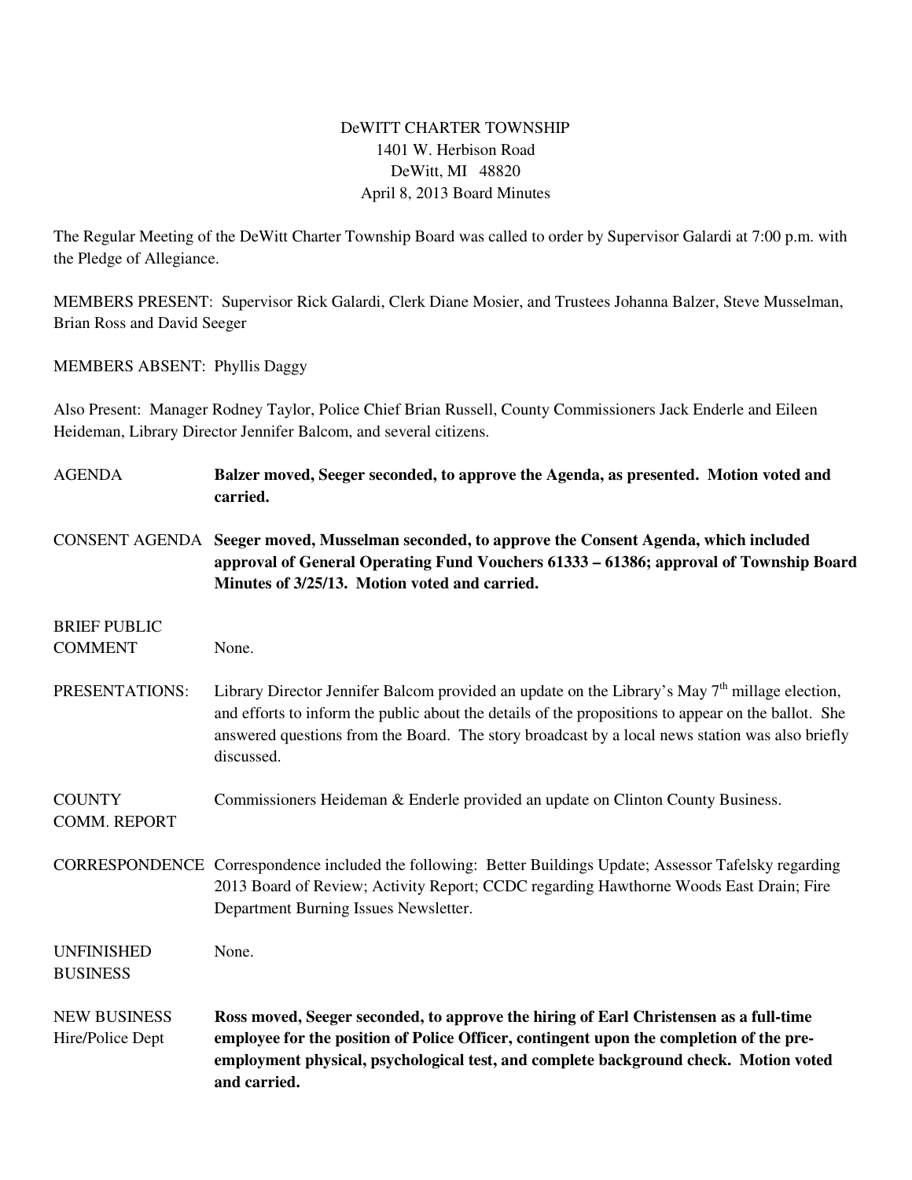DeWITT CHARTER TOWNSHIP
1401 W. Herbison Road
DeWitt, MI 48820
April 8, 2013 Board Minutes

The Regular Meeting of the DeWitt Charter Township Board was called to order by Supervisor Galardi at 7:00 p.m. with the Pledge of Allegiance.

MEMBERS PRESENT: Supervisor Rick Galardi, Clerk Diane Mosier, and Trustees Johanna Balzer, Steve Musselman, Brian Ross and David Seeger

MEMBERS ABSENT: Phyllis Daggy

Also Present: Manager Rodney Taylor, Police Chief Brian Russell, County Commissioners Jack Enderle and Eileen Heideman, Library Director Jennifer Balcom, and several citizens.

AGENDA — **Balzer moved, Seeger seconded, to approve the Agenda, as presented. Motion voted and carried.**

CONSENT AGENDA — **Seeger moved, Musselman seconded, to approve the Consent Agenda, which included approval of General Operating Fund Vouchers 61333 – 61386; approval of Township Board Minutes of 3/25/13. Motion voted and carried.**

BRIEF PUBLIC COMMENT — None.

PRESENTATIONS: — Library Director Jennifer Balcom provided an update on the Library's May 7th millage election, and efforts to inform the public about the details of the propositions to appear on the ballot. She answered questions from the Board. The story broadcast by a local news station was also briefly discussed.

COUNTY COMM. REPORT — Commissioners Heideman & Enderle provided an update on Clinton County Business.

CORRESPONDENCE — Correspondence included the following: Better Buildings Update; Assessor Tafelsky regarding 2013 Board of Review; Activity Report; CCDC regarding Hawthorne Woods East Drain; Fire Department Burning Issues Newsletter.

UNFINISHED BUSINESS — None.

NEW BUSINESS
Hire/Police Dept — **Ross moved, Seeger seconded, to approve the hiring of Earl Christensen as a full-time employee for the position of Police Officer, contingent upon the completion of the pre-employment physical, psychological test, and complete background check. Motion voted and carried.**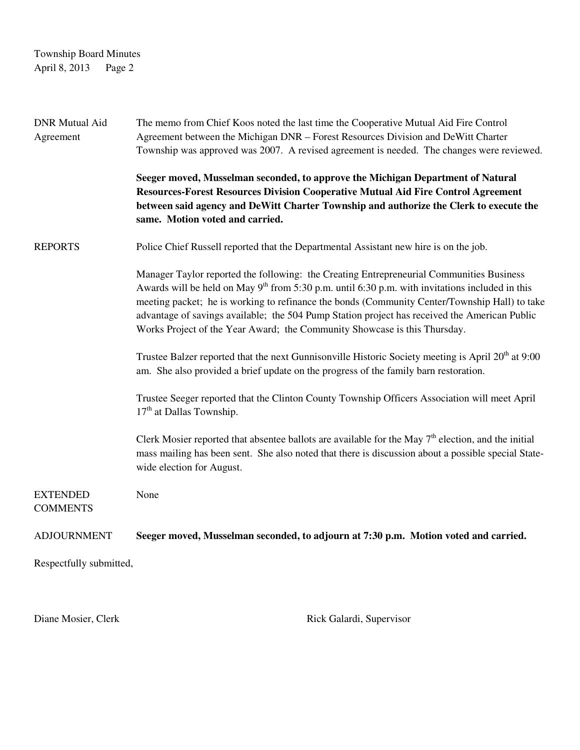**DNR Mutual Aid Agreement**

The memo from Chief Koos noted the last time the Cooperative Mutual Aid Fire Control Agreement between the Michigan DNR – Forest Resources Division and DeWitt Charter Township was approved was 2007. A revised agreement is needed. The changes were reviewed.

**Seeger moved, Musselman seconded, to approve the Michigan Department of Natural Resources-Forest Resources Division Cooperative Mutual Aid Fire Control Agreement between said agency and DeWitt Charter Township and authorize the Clerk to execute the same. Motion voted and carried.**

**REPORTS**

Police Chief Russell reported that the Departmental Assistant new hire is on the job.

Manager Taylor reported the following: the Creating Entrepreneurial Communities Business Awards will be held on May 9th from 5:30 p.m. until 6:30 p.m. with invitations included in this meeting packet; he is working to refinance the bonds (Community Center/Township Hall) to take advantage of savings available; the 504 Pump Station project has received the American Public Works Project of the Year Award; the Community Showcase is this Thursday.

Trustee Balzer reported that the next Gunnisonville Historic Society meeting is April 20th at 9:00 am. She also provided a brief update on the progress of the family barn restoration.

Trustee Seeger reported that the Clinton County Township Officers Association will meet April 17th at Dallas Township.

Clerk Mosier reported that absentee ballots are available for the May 7th election, and the initial mass mailing has been sent. She also noted that there is discussion about a possible special State-wide election for August.

**EXTENDED COMMENTS**

None

**ADJOURNMENT**

**Seeger moved, Musselman seconded, to adjourn at 7:30 p.m. Motion voted and carried.**

Respectfully submitted,

Diane Mosier, Clerk

Rick Galardi, Supervisor